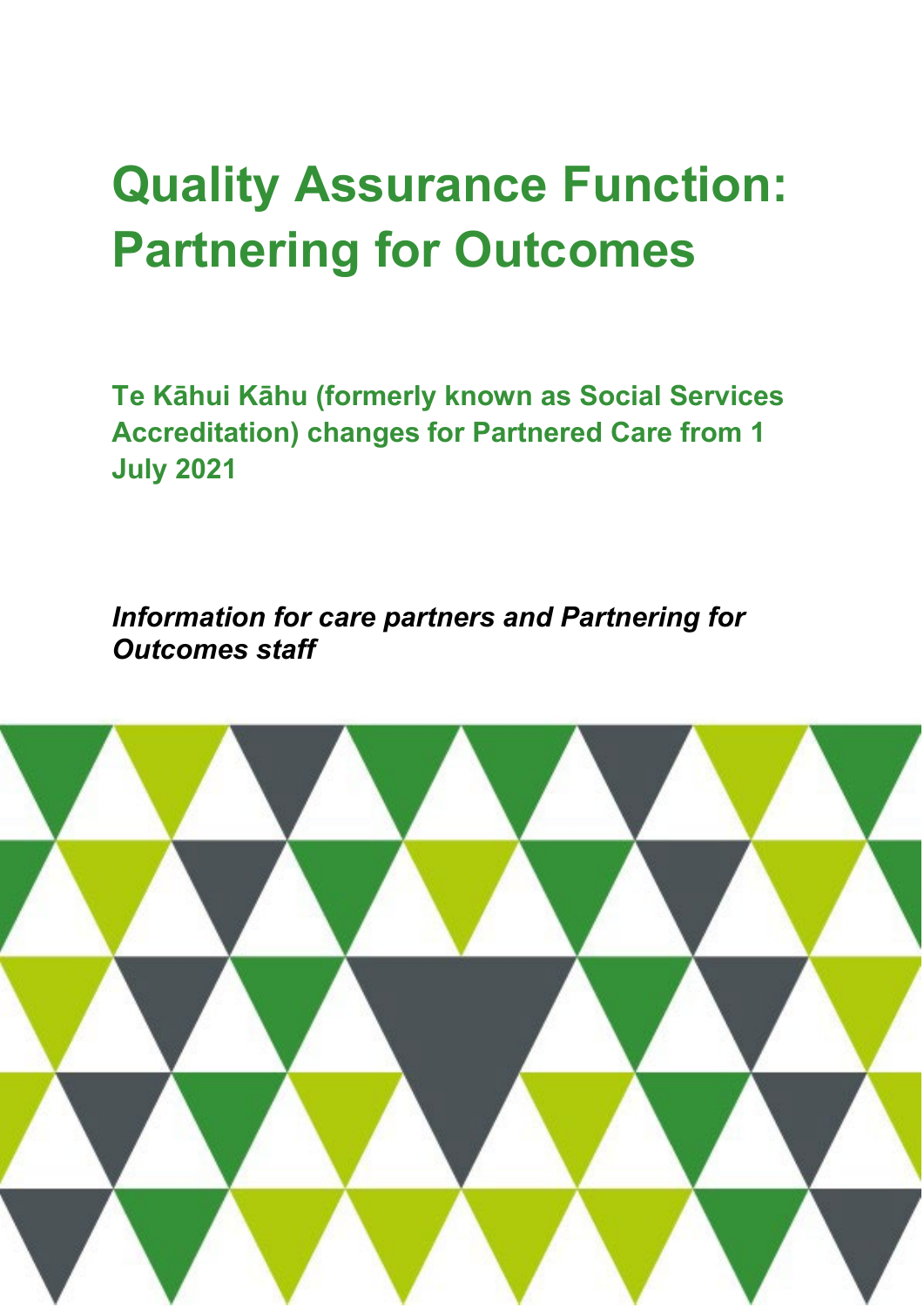# Quality Assurance Function: Partnering for Outcomes

## Te Kāhui Kāhu (formerly known as Social Services Accreditation) changes for Partnered Care from 1 July 2021

***Information for care partners and Partnering for Outcomes staff***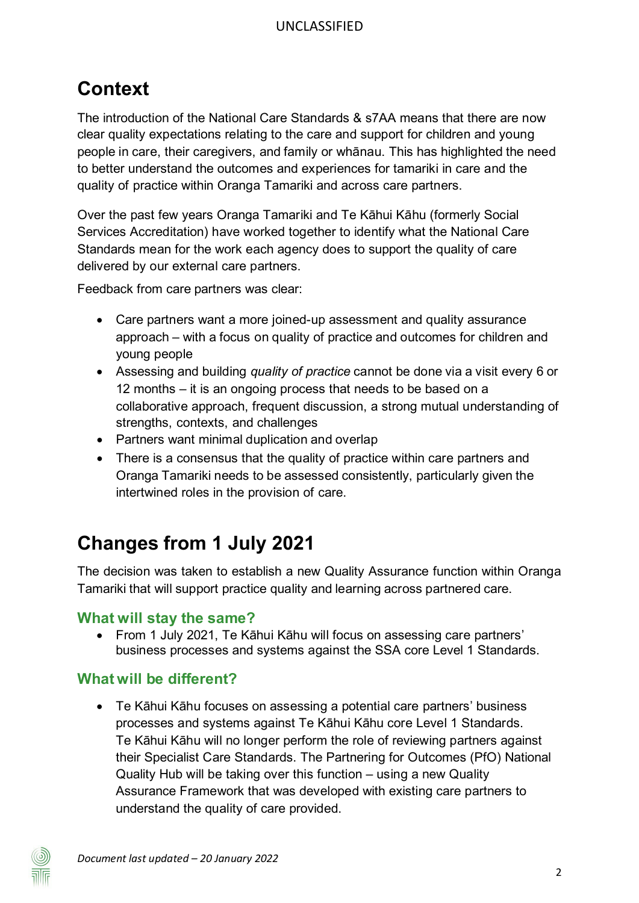## Context

The introduction of the National Care Standards & s7AA means that there are now clear quality expectations relating to the care and support for children and young people in care, their caregivers, and family or whānau. This has highlighted the need to better understand the outcomes and experiences for tamariki in care and the quality of practice within Oranga Tamariki and across care partners.

Over the past few years Oranga Tamariki and Te Kāhui Kāhu (formerly Social Services Accreditation) have worked together to identify what the National Care Standards mean for the work each agency does to support the quality of care delivered by our external care partners.

Feedback from care partners was clear:

- Care partners want a more joined-up assessment and quality assurance approach – with a focus on quality of practice and outcomes for children and young people
- Assessing and building *quality of practice* cannot be done via a visit every 6 or 12 months – it is an ongoing process that needs to be based on a collaborative approach, frequent discussion, a strong mutual understanding of strengths, contexts, and challenges
- Partners want minimal duplication and overlap
- There is a consensus that the quality of practice within care partners and Oranga Tamariki needs to be assessed consistently, particularly given the intertwined roles in the provision of care.

## Changes from 1 July 2021

The decision was taken to establish a new Quality Assurance function within Oranga Tamariki that will support practice quality and learning across partnered care.

### What will stay the same?

- From 1 July 2021, Te Kāhui Kāhu will focus on assessing care partners' business processes and systems against the SSA core Level 1 Standards.

### What will be different?

- Te Kāhui Kāhu focuses on assessing a potential care partners' business processes and systems against Te Kāhui Kāhu core Level 1 Standards. Te Kāhui Kāhu will no longer perform the role of reviewing partners against their Specialist Care Standards. The Partnering for Outcomes (PfO) National Quality Hub will be taking over this function – using a new Quality Assurance Framework that was developed with existing care partners to understand the quality of care provided.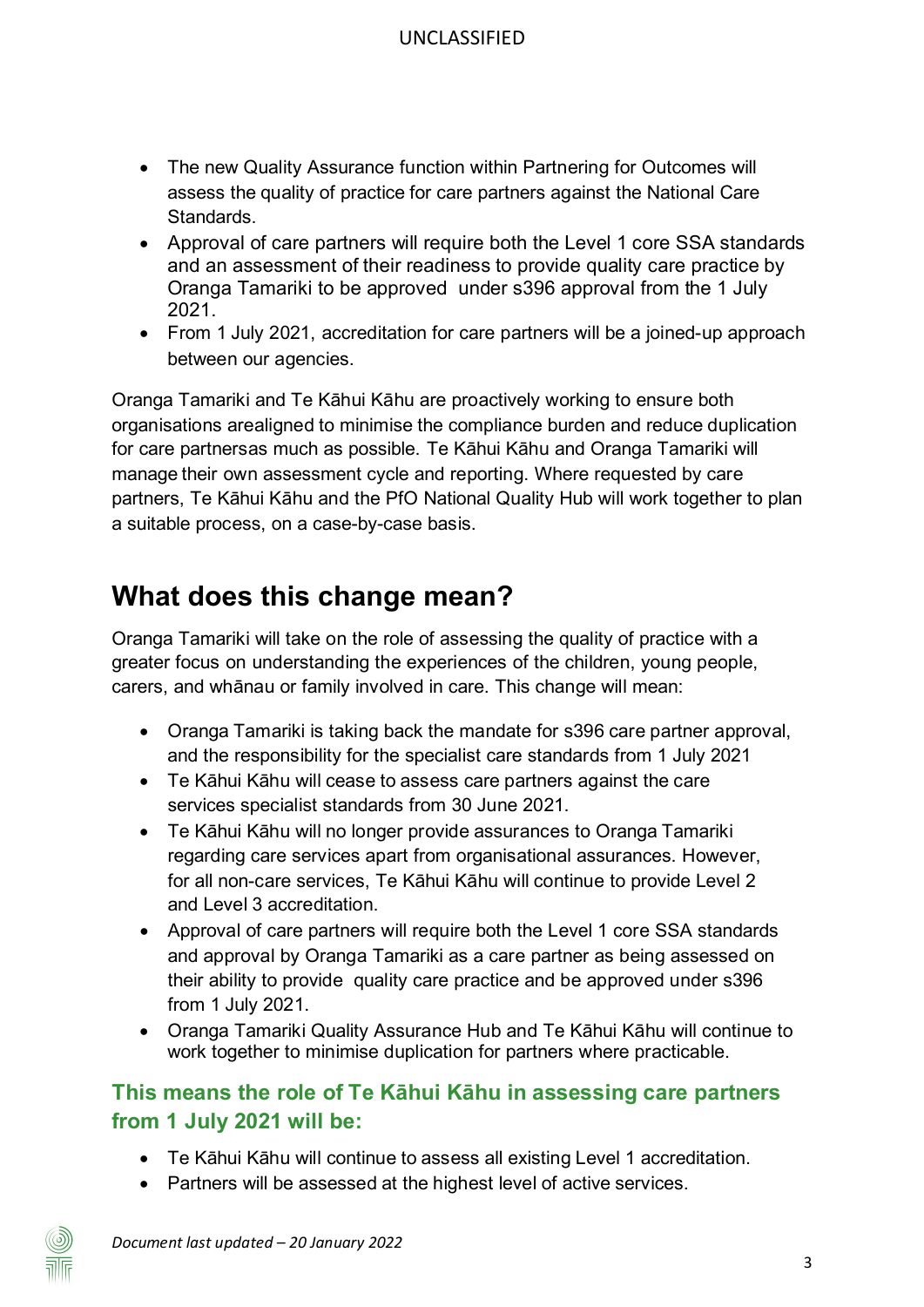- The new Quality Assurance function within Partnering for Outcomes will assess the quality of practice for care partners against the National Care Standards.
- Approval of care partners will require both the Level 1 core SSA standards and an assessment of their readiness to provide quality care practice by Oranga Tamariki to be approved under s396 approval from the 1 July 2021.
- From 1 July 2021, accreditation for care partners will be a joined-up approach between our agencies.

Oranga Tamariki and Te Kāhui Kāhu are proactively working to ensure both organisations arealigned to minimise the compliance burden and reduce duplication for care partnersas much as possible. Te Kāhui Kāhu and Oranga Tamariki will manage their own assessment cycle and reporting. Where requested by care partners, Te Kāhui Kāhu and the PfO National Quality Hub will work together to plan a suitable process, on a case-by-case basis.

## What does this change mean?

Oranga Tamariki will take on the role of assessing the quality of practice with a greater focus on understanding the experiences of the children, young people, carers, and whānau or family involved in care. This change will mean:

- Oranga Tamariki is taking back the mandate for s396 care partner approval, and the responsibility for the specialist care standards from 1 July 2021
- Te Kāhui Kāhu will cease to assess care partners against the care services specialist standards from 30 June 2021.
- Te Kāhui Kāhu will no longer provide assurances to Oranga Tamariki regarding care services apart from organisational assurances. However, for all non-care services, Te Kāhui Kāhu will continue to provide Level 2 and Level 3 accreditation.
- Approval of care partners will require both the Level 1 core SSA standards and approval by Oranga Tamariki as a care partner as being assessed on their ability to provide quality care practice and be approved under s396 from 1 July 2021.
- Oranga Tamariki Quality Assurance Hub and Te Kāhui Kāhu will continue to work together to minimise duplication for partners where practicable.

### This means the role of Te Kāhui Kāhu in assessing care partners from 1 July 2021 will be:

- Te Kāhui Kāhu will continue to assess all existing Level 1 accreditation.
- Partners will be assessed at the highest level of active services.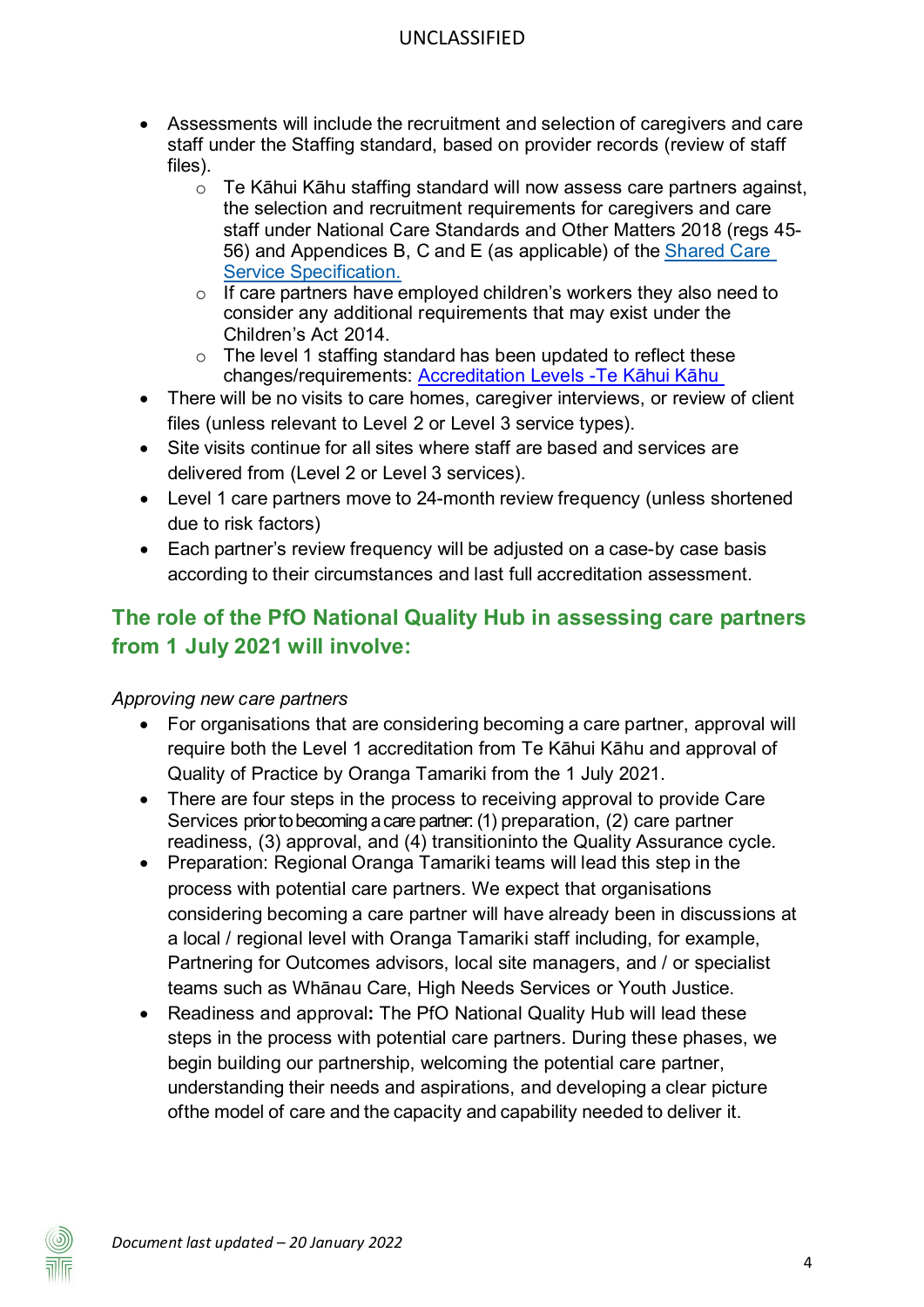- Assessments will include the recruitment and selection of caregivers and care staff under the Staffing standard, based on provider records (review of staff files).
    - Te Kāhui Kāhu staffing standard will now assess care partners against, the selection and recruitment requirements for caregivers and care staff under National Care Standards and Other Matters 2018 (regs 45-56) and Appendices B, C and E (as applicable) of the [Shared Care Service Specification.]
    - If care partners have employed children's workers they also need to consider any additional requirements that may exist under the Children's Act 2014.
    - The level 1 staffing standard has been updated to reflect these changes/requirements: [Accreditation Levels -Te Kāhui Kāhu]
- There will be no visits to care homes, caregiver interviews, or review of client files (unless relevant to Level 2 or Level 3 service types).
- Site visits continue for all sites where staff are based and services are delivered from (Level 2 or Level 3 services).
- Level 1 care partners move to 24-month review frequency (unless shortened due to risk factors)
- Each partner's review frequency will be adjusted on a case-by case basis according to their circumstances and last full accreditation assessment.

## The role of the PfO National Quality Hub in assessing care partners from 1 July 2021 will involve:

*Approving new care partners*

- For organisations that are considering becoming a care partner, approval will require both the Level 1 accreditation from Te Kāhui Kāhu and approval of Quality of Practice by Oranga Tamariki from the 1 July 2021.
- There are four steps in the process to receiving approval to provide Care Services prior to becoming a care partner: (1) preparation, (2) care partner readiness, (3) approval, and (4) transitioninto the Quality Assurance cycle.
- Preparation: Regional Oranga Tamariki teams will lead this step in the process with potential care partners. We expect that organisations considering becoming a care partner will have already been in discussions at a local / regional level with Oranga Tamariki staff including, for example, Partnering for Outcomes advisors, local site managers, and / or specialist teams such as Whānau Care, High Needs Services or Youth Justice.
- Readiness and approval**:** The PfO National Quality Hub will lead these steps in the process with potential care partners. During these phases, we begin building our partnership, welcoming the potential care partner, understanding their needs and aspirations, and developing a clear picture ofthe model of care and the capacity and capability needed to deliver it.

*Document last updated – 20 January 2022*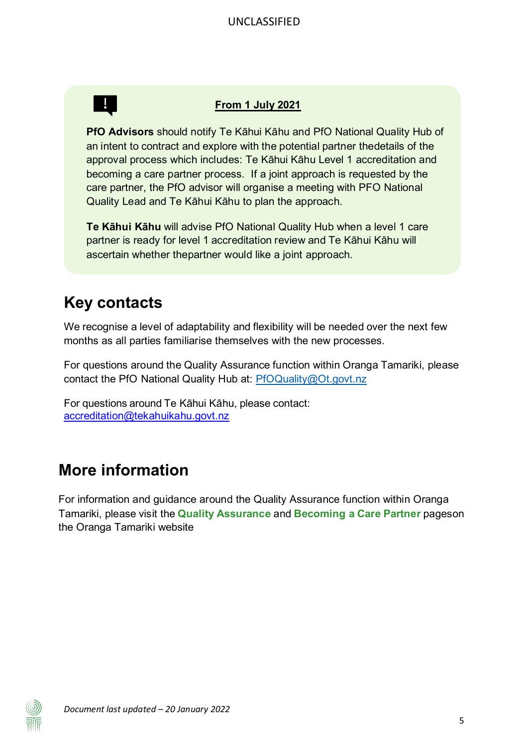**From 1 July 2021**

**PfO Advisors** should notify Te Kāhui Kāhu and PfO National Quality Hub of an intent to contract and explore with the potential partner thedetails of the approval process which includes: Te Kāhui Kāhu Level 1 accreditation and becoming a care partner process. If a joint approach is requested by the care partner, the PfO advisor will organise a meeting with PFO National Quality Lead and Te Kāhui Kāhu to plan the approach.

**Te Kāhui Kāhu** will advise PfO National Quality Hub when a level 1 care partner is ready for level 1 accreditation review and Te Kāhui Kāhu will ascertain whether thepartner would like a joint approach.

## Key contacts

We recognise a level of adaptability and flexibility will be needed over the next few months as all parties familiarise themselves with the new processes.

For questions around the Quality Assurance function within Oranga Tamariki, please contact the PfO National Quality Hub at: PfOQuality@Ot.govt.nz

For questions around Te Kāhui Kāhu, please contact: accreditation@tekahuikahu.govt.nz

## More information

For information and guidance around the Quality Assurance function within Oranga Tamariki, please visit the **Quality Assurance** and **Becoming a Care Partner** pageson the Oranga Tamariki website

*Document last updated – 20 January 2022*